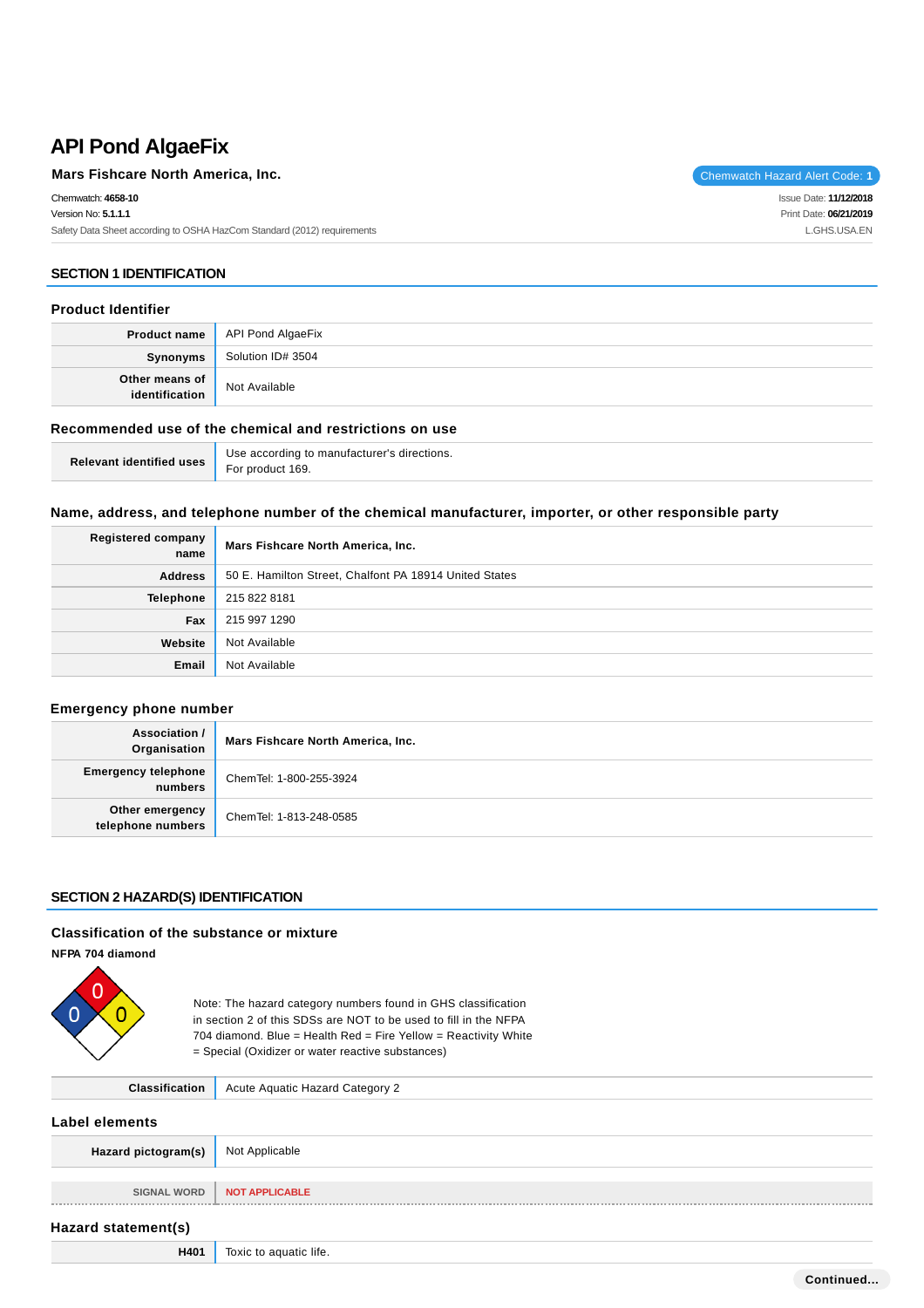# API Pond AlgaeFix

**Mars Fishcare North America, Inc.**

Chemwatch Hazard Alert Code: **1**

Chemwatch: **4658-10**
Version No: **5.1.1.1**
Safety Data Sheet according to OSHA HazCom Standard (2012) requirements

Issue Date: **11/12/2018**
Print Date: **06/21/2019**
L.GHS.USA.EN

## SECTION 1 IDENTIFICATION

### Product Identifier

| | |
|---|---|
| **Product name** | API Pond AlgaeFix |
| **Synonyms** | Solution ID# 3504 |
| **Other means of identification** | Not Available |

### Recommended use of the chemical and restrictions on use

| | |
|---|---|
| **Relevant identified uses** | Use according to manufacturer's directions.<br>For product 169. |

### Name, address, and telephone number of the chemical manufacturer, importer, or other responsible party

| | |
|---|---|
| **Registered company name** | **Mars Fishcare North America, Inc.** |
| **Address** | 50 E. Hamilton Street, Chalfont PA 18914 United States |
| **Telephone** | 215 822 8181 |
| **Fax** | 215 997 1290 |
| **Website** | Not Available |
| **Email** | Not Available |

### Emergency phone number

| | |
|---|---|
| **Association / Organisation** | **Mars Fishcare North America, Inc.** |
| **Emergency telephone numbers** | ChemTel: 1-800-255-3924 |
| **Other emergency telephone numbers** | ChemTel: 1-813-248-0585 |

## SECTION 2 HAZARD(S) IDENTIFICATION

### Classification of the substance or mixture

**NFPA 704 diamond**

Health: 0, Fire: 0, Reactivity: 0

Note: The hazard category numbers found in GHS classification in section 2 of this SDSs are NOT to be used to fill in the NFPA 704 diamond. Blue = Health Red = Fire Yellow = Reactivity White = Special (Oxidizer or water reactive substances)

| | |
|---|---|
| **Classification** | Acute Aquatic Hazard Category 2 |

### Label elements

| | |
|---|---|
| **Hazard pictogram(s)** | Not Applicable |
| SIGNAL WORD | NOT APPLICABLE |

### Hazard statement(s)

| | |
|---|---|
| **H401** | Toxic to aquatic life. |

Continued...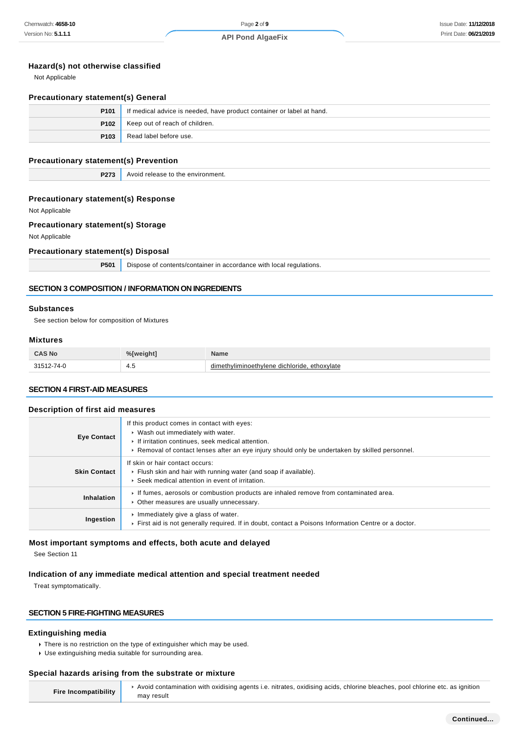### Hazard(s) not otherwise classified

Not Applicable

### Precautionary statement(s) General

| | |
|---|---|
| **P101** | If medical advice is needed, have product container or label at hand. |
| **P102** | Keep out of reach of children. |
| **P103** | Read label before use. |

### Precautionary statement(s) Prevention

| | |
|---|---|
| **P273** | Avoid release to the environment. |

### Precautionary statement(s) Response

Not Applicable

### Precautionary statement(s) Storage

Not Applicable

### Precautionary statement(s) Disposal

| | |
|---|---|
| **P501** | Dispose of contents/container in accordance with local regulations. |

## SECTION 3 COMPOSITION / INFORMATION ON INGREDIENTS

### Substances

See section below for composition of Mixtures

### Mixtures

| CAS No | %[weight] | Name |
|---|---|---|
| 31512-74-0 | 4.5 | dimethyliminoethylene dichloride, ethoxylate |

## SECTION 4 FIRST-AID MEASURES

### Description of first aid measures

| | |
|---|---|
| **Eye Contact** | If this product comes in contact with eyes:<br>- Wash out immediately with water.<br>- If irritation continues, seek medical attention.<br>- Removal of contact lenses after an eye injury should only be undertaken by skilled personnel. |
| **Skin Contact** | If skin or hair contact occurs:<br>- Flush skin and hair with running water (and soap if available).<br>- Seek medical attention in event of irritation. |
| **Inhalation** | - If fumes, aerosols or combustion products are inhaled remove from contaminated area.<br>- Other measures are usually unnecessary. |
| **Ingestion** | - Immediately give a glass of water.<br>- First aid is not generally required. If in doubt, contact a Poisons Information Centre or a doctor. |

### Most important symptoms and effects, both acute and delayed

See Section 11

### Indication of any immediate medical attention and special treatment needed

Treat symptomatically.

## SECTION 5 FIRE-FIGHTING MEASURES

### Extinguishing media

- There is no restriction on the type of extinguisher which may be used.
- Use extinguishing media suitable for surrounding area.

### Special hazards arising from the substrate or mixture

| | |
|---|---|
| **Fire Incompatibility** | - Avoid contamination with oxidising agents i.e. nitrates, oxidising acids, chlorine bleaches, pool chlorine etc. as ignition may result |

**Continued...**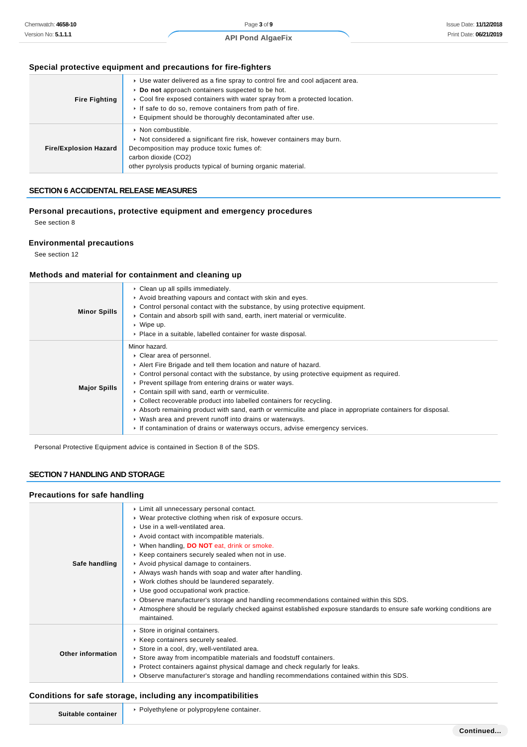### Special protective equipment and precautions for fire-fighters

| | |
|---|---|
| **Fire Fighting** | ▸ Use water delivered as a fine spray to control fire and cool adjacent area.<br>▸ **Do not** approach containers suspected to be hot.<br>▸ Cool fire exposed containers with water spray from a protected location.<br>▸ If safe to do so, remove containers from path of fire.<br>▸ Equipment should be thoroughly decontaminated after use. |
| **Fire/Explosion Hazard** | ▸ Non combustible.<br>▸ Not considered a significant fire risk, however containers may burn.<br>Decomposition may produce toxic fumes of:<br>carbon dioxide ($CO_2$)<br>other pyrolysis products typical of burning organic material. |

## SECTION 6 ACCIDENTAL RELEASE MEASURES

### Personal precautions, protective equipment and emergency procedures

See section 8

### Environmental precautions

See section 12

### Methods and material for containment and cleaning up

| | |
|---|---|
| **Minor Spills** | ▸ Clean up all spills immediately.<br>▸ Avoid breathing vapours and contact with skin and eyes.<br>▸ Control personal contact with the substance, by using protective equipment.<br>▸ Contain and absorb spill with sand, earth, inert material or vermiculite.<br>▸ Wipe up.<br>▸ Place in a suitable, labelled container for waste disposal. |
| **Major Spills** | Minor hazard.<br>▸ Clear area of personnel.<br>▸ Alert Fire Brigade and tell them location and nature of hazard.<br>▸ Control personal contact with the substance, by using protective equipment as required.<br>▸ Prevent spillage from entering drains or water ways.<br>▸ Contain spill with sand, earth or vermiculite.<br>▸ Collect recoverable product into labelled containers for recycling.<br>▸ Absorb remaining product with sand, earth or vermiculite and place in appropriate containers for disposal.<br>▸ Wash area and prevent runoff into drains or waterways.<br>▸ If contamination of drains or waterways occurs, advise emergency services. |

Personal Protective Equipment advice is contained in Section 8 of the SDS.

## SECTION 7 HANDLING AND STORAGE

### Precautions for safe handling

| | |
|---|---|
| **Safe handling** | ▸ Limit all unnecessary personal contact.<br>▸ Wear protective clothing when risk of exposure occurs.<br>▸ Use in a well-ventilated area.<br>▸ Avoid contact with incompatible materials.<br>▸ When handling, **DO NOT** eat, drink or smoke.<br>▸ Keep containers securely sealed when not in use.<br>▸ Avoid physical damage to containers.<br>▸ Always wash hands with soap and water after handling.<br>▸ Work clothes should be laundered separately.<br>▸ Use good occupational work practice.<br>▸ Observe manufacturer's storage and handling recommendations contained within this SDS.<br>▸ Atmosphere should be regularly checked against established exposure standards to ensure safe working conditions are maintained. |
| **Other information** | ▸ Store in original containers.<br>▸ Keep containers securely sealed.<br>▸ Store in a cool, dry, well-ventilated area.<br>▸ Store away from incompatible materials and foodstuff containers.<br>▸ Protect containers against physical damage and check regularly for leaks.<br>▸ Observe manufacturer's storage and handling recommendations contained within this SDS. |

### Conditions for safe storage, including any incompatibilities

| | |
|---|---|
| **Suitable container** | ▸ Polyethylene or polypropylene container. |

Continued...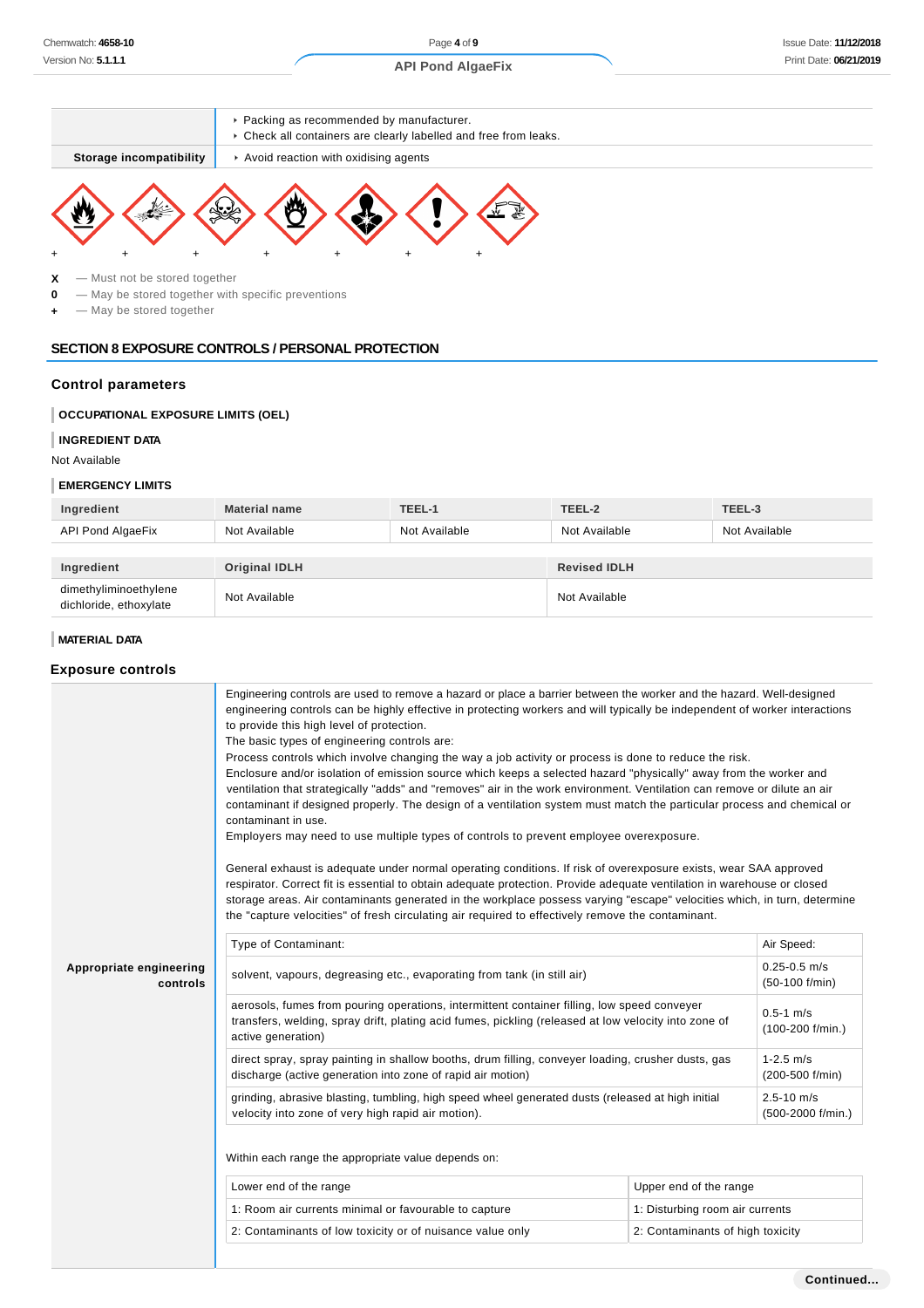| | |
|---|---|
| | - Packing as recommended by manufacturer.<br>- Check all containers are clearly labelled and free from leaks. |
| **Storage incompatibility** | - Avoid reaction with oxidising agents |

| + | + | + | + | + | + | + |
|---|---|---|---|---|---|---|

**X** — Must not be stored together
**0** — May be stored together with specific preventions
**+** — May be stored together

## SECTION 8 EXPOSURE CONTROLS / PERSONAL PROTECTION

### Control parameters

**OCCUPATIONAL EXPOSURE LIMITS (OEL)**

**INGREDIENT DATA**

Not Available

**EMERGENCY LIMITS**

| Ingredient | Material name | TEEL-1 | TEEL-2 | TEEL-3 |
|---|---|---|---|---|
| API Pond AlgaeFix | Not Available | Not Available | Not Available | Not Available |

| Ingredient | Original IDLH | Revised IDLH |
|---|---|---|
| dimethyliminoethylene dichloride, ethoxylate | Not Available | Not Available |

**MATERIAL DATA**

### Exposure controls

**Appropriate engineering controls**

Engineering controls are used to remove a hazard or place a barrier between the worker and the hazard. Well-designed engineering controls can be highly effective in protecting workers and will typically be independent of worker interactions to provide this high level of protection.
The basic types of engineering controls are:
Process controls which involve changing the way a job activity or process is done to reduce the risk.
Enclosure and/or isolation of emission source which keeps a selected hazard "physically" away from the worker and ventilation that strategically "adds" and "removes" air in the work environment. Ventilation can remove or dilute an air contaminant if designed properly. The design of a ventilation system must match the particular process and chemical or contaminant in use.
Employers may need to use multiple types of controls to prevent employee overexposure.

General exhaust is adequate under normal operating conditions. If risk of overexposure exists, wear SAA approved respirator. Correct fit is essential to obtain adequate protection. Provide adequate ventilation in warehouse or closed storage areas. Air contaminants generated in the workplace possess varying "escape" velocities which, in turn, determine the "capture velocities" of fresh circulating air required to effectively remove the contaminant.

| Type of Contaminant: | Air Speed: |
|---|---|
| solvent, vapours, degreasing etc., evaporating from tank (in still air) | 0.25-0.5 m/s (50-100 f/min) |
| aerosols, fumes from pouring operations, intermittent container filling, low speed conveyer transfers, welding, spray drift, plating acid fumes, pickling (released at low velocity into zone of active generation) | 0.5-1 m/s (100-200 f/min.) |
| direct spray, spray painting in shallow booths, drum filling, conveyer loading, crusher dusts, gas discharge (active generation into zone of rapid air motion) | 1-2.5 m/s (200-500 f/min) |
| grinding, abrasive blasting, tumbling, high speed wheel generated dusts (released at high initial velocity into zone of very high rapid air motion). | 2.5-10 m/s (500-2000 f/min.) |

Within each range the appropriate value depends on:

| Lower end of the range | Upper end of the range |
|---|---|
| 1: Room air currents minimal or favourable to capture | 1: Disturbing room air currents |
| 2: Contaminants of low toxicity or of nuisance value only | 2: Contaminants of high toxicity |

Continued...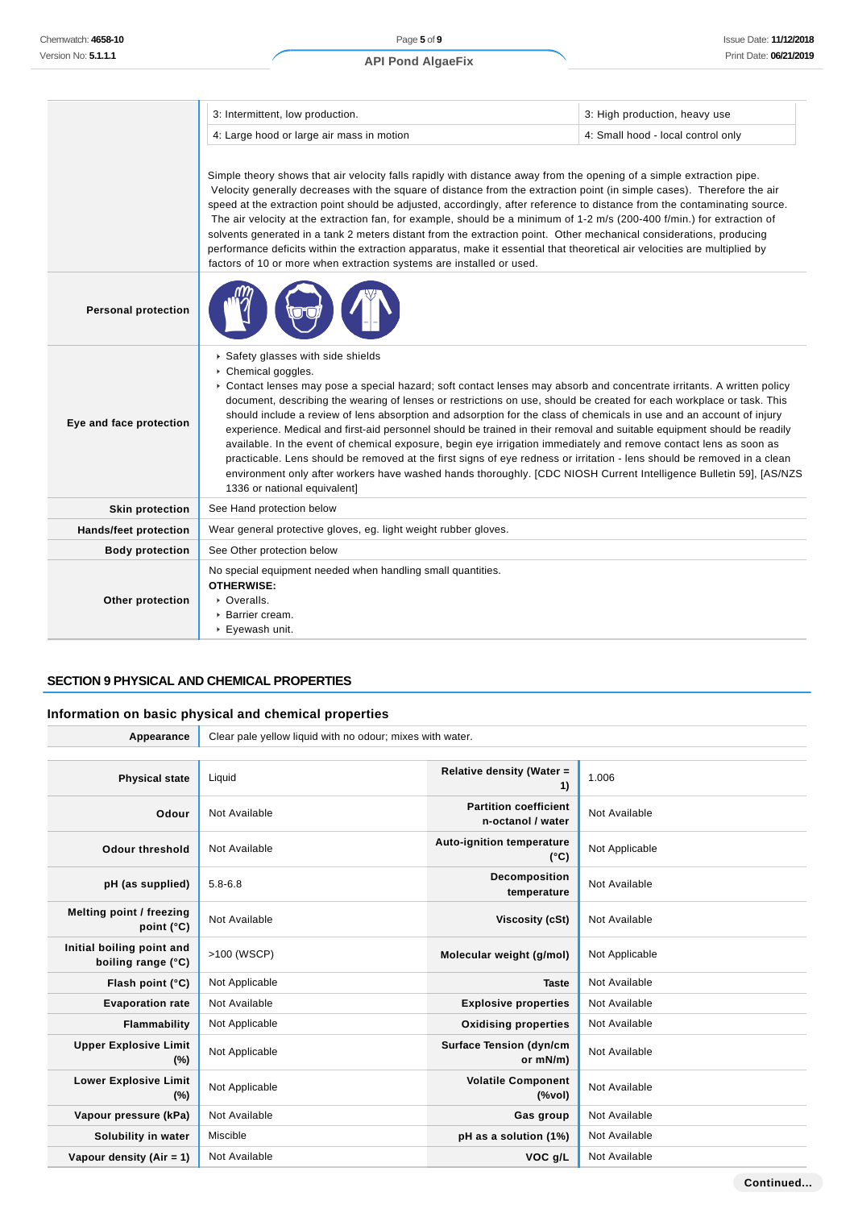| | | |
|---|---|---|
| | 3: Intermittent, low production. | 3: High production, heavy use |
| | 4: Large hood or large air mass in motion | 4: Small hood - local control only |

Simple theory shows that air velocity falls rapidly with distance away from the opening of a simple extraction pipe. Velocity generally decreases with the square of distance from the extraction point (in simple cases). Therefore the air speed at the extraction point should be adjusted, accordingly, after reference to distance from the contaminating source. The air velocity at the extraction fan, for example, should be a minimum of 1-2 m/s (200-400 f/min.) for extraction of solvents generated in a tank 2 meters distant from the extraction point. Other mechanical considerations, producing performance deficits within the extraction apparatus, make it essential that theoretical air velocities are multiplied by factors of 10 or more when extraction systems are installed or used.

| | |
|---|---|
| **Personal protection** | |
| **Eye and face protection** | ‣ Safety glasses with side shields<br>‣ Chemical goggles.<br>‣ Contact lenses may pose a special hazard; soft contact lenses may absorb and concentrate irritants. A written policy document, describing the wearing of lenses or restrictions on use, should be created for each workplace or task. This should include a review of lens absorption and adsorption for the class of chemicals in use and an account of injury experience. Medical and first-aid personnel should be trained in their removal and suitable equipment should be readily available. In the event of chemical exposure, begin eye irrigation immediately and remove contact lens as soon as practicable. Lens should be removed at the first signs of eye redness or irritation - lens should be removed in a clean environment only after workers have washed hands thoroughly. [CDC NIOSH Current Intelligence Bulletin 59], [AS/NZS 1336 or national equivalent] |
| **Skin protection** | See Hand protection below |
| **Hands/feet protection** | Wear general protective gloves, eg. light weight rubber gloves. |
| **Body protection** | See Other protection below |
| **Other protection** | No special equipment needed when handling small quantities.<br>**OTHERWISE:**<br>‣ Overalls.<br>‣ Barrier cream.<br>‣ Eyewash unit. |

## SECTION 9 PHYSICAL AND CHEMICAL PROPERTIES

### Information on basic physical and chemical properties

| | |
|---|---|
| **Appearance** | Clear pale yellow liquid with no odour; mixes with water. |

| | | | |
|---|---|---|---|
| **Physical state** | Liquid | **Relative density (Water = 1)** | 1.006 |
| **Odour** | Not Available | **Partition coefficient n-octanol / water** | Not Available |
| **Odour threshold** | Not Available | **Auto-ignition temperature (°C)** | Not Applicable |
| **pH (as supplied)** | 5.8-6.8 | **Decomposition temperature** | Not Available |
| **Melting point / freezing point (°C)** | Not Available | **Viscosity (cSt)** | Not Available |
| **Initial boiling point and boiling range (°C)** | >100 (WSCP) | **Molecular weight (g/mol)** | Not Applicable |
| **Flash point (°C)** | Not Applicable | **Taste** | Not Available |
| **Evaporation rate** | Not Available | **Explosive properties** | Not Available |
| **Flammability** | Not Applicable | **Oxidising properties** | Not Available |
| **Upper Explosive Limit (%)** | Not Applicable | **Surface Tension (dyn/cm or mN/m)** | Not Available |
| **Lower Explosive Limit (%)** | Not Applicable | **Volatile Component (%vol)** | Not Available |
| **Vapour pressure (kPa)** | Not Available | **Gas group** | Not Available |
| **Solubility in water** | Miscible | **pH as a solution (1%)** | Not Available |
| **Vapour density (Air = 1)** | Not Available | **VOC g/L** | Not Available |

**Continued...**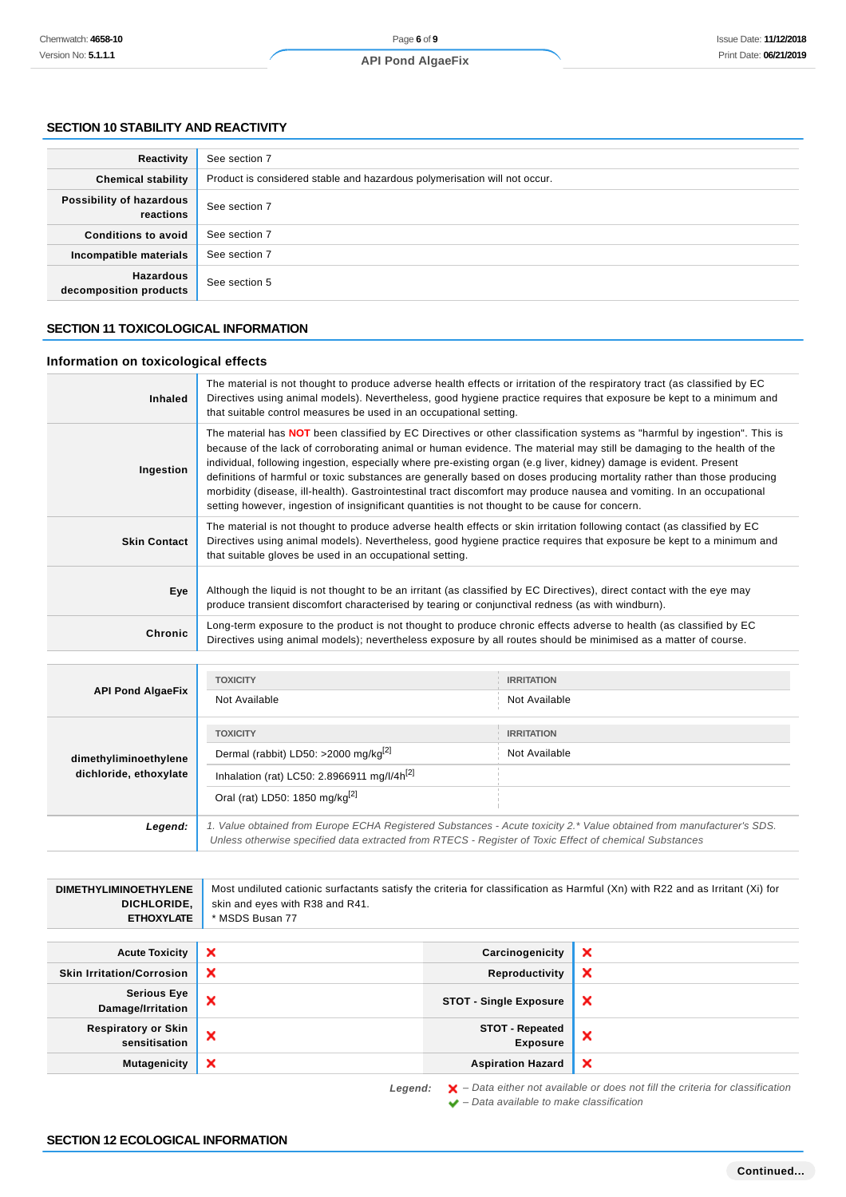## SECTION 10 STABILITY AND REACTIVITY

| | |
|---|---|
| **Reactivity** | See section 7 |
| **Chemical stability** | Product is considered stable and hazardous polymerisation will not occur. |
| **Possibility of hazardous reactions** | See section 7 |
| **Conditions to avoid** | See section 7 |
| **Incompatible materials** | See section 7 |
| **Hazardous decomposition products** | See section 5 |

## SECTION 11 TOXICOLOGICAL INFORMATION

### Information on toxicological effects

| | |
|---|---|
| **Inhaled** | The material is not thought to produce adverse health effects or irritation of the respiratory tract (as classified by EC Directives using animal models). Nevertheless, good hygiene practice requires that exposure be kept to a minimum and that suitable control measures be used in an occupational setting. |
| **Ingestion** | The material has **NOT** been classified by EC Directives or other classification systems as "harmful by ingestion". This is because of the lack of corroborating animal or human evidence. The material may still be damaging to the health of the individual, following ingestion, especially where pre-existing organ (e.g liver, kidney) damage is evident. Present definitions of harmful or toxic substances are generally based on doses producing mortality rather than those producing morbidity (disease, ill-health). Gastrointestinal tract discomfort may produce nausea and vomiting. In an occupational setting however, ingestion of insignificant quantities is not thought to be cause for concern. |
| **Skin Contact** | The material is not thought to produce adverse health effects or skin irritation following contact (as classified by EC Directives using animal models). Nevertheless, good hygiene practice requires that exposure be kept to a minimum and that suitable gloves be used in an occupational setting. |
| **Eye** | Although the liquid is not thought to be an irritant (as classified by EC Directives), direct contact with the eye may produce transient discomfort characterised by tearing or conjunctival redness (as with windburn). |
| **Chronic** | Long-term exposure to the product is not thought to produce chronic effects adverse to health (as classified by EC Directives using animal models); nevertheless exposure by all routes should be minimised as a matter of course. |

| | TOXICITY | IRRITATION |
|---|---|---|
| **API Pond AlgaeFix** | Not Available | Not Available |
| **dimethyliminoethylene dichloride, ethoxylate** | Dermal (rabbit) LD50: >2000 mg/kg[2] | Not Available |
| | Inhalation (rat) LC50: 2.8966911 mg/l/4h[2] | |
| | Oral (rat) LD50: 1850 mg/kg[2] | |
| ***Legend:*** | *1. Value obtained from Europe ECHA Registered Substances - Acute toxicity 2.* Value obtained from manufacturer's SDS. Unless otherwise specified data extracted from RTECS - Register of Toxic Effect of chemical Substances* | |

| | |
|---|---|
| **DIMETHYLIMINOETHYLENE DICHLORIDE, ETHOXYLATE** | Most undiluted cationic surfactants satisfy the criteria for classification as Harmful (Xn) with R22 and as Irritant (Xi) for skin and eyes with R38 and R41. <br> * MSDS Busan 77 |

| | | | |
|---|---|---|---|
| **Acute Toxicity** | ❌ | **Carcinogenicity** | ❌ |
| **Skin Irritation/Corrosion** | ❌ | **Reproductivity** | ❌ |
| **Serious Eye Damage/Irritation** | ❌ | **STOT - Single Exposure** | ❌ |
| **Respiratory or Skin sensitisation** | ❌ | **STOT - Repeated Exposure** | ❌ |
| **Mutagenicity** | ❌ | **Aspiration Hazard** | ❌ |

***Legend:*** ❌ *– Data either not available or does not fill the criteria for classification*
✔ *– Data available to make classification*

## SECTION 12 ECOLOGICAL INFORMATION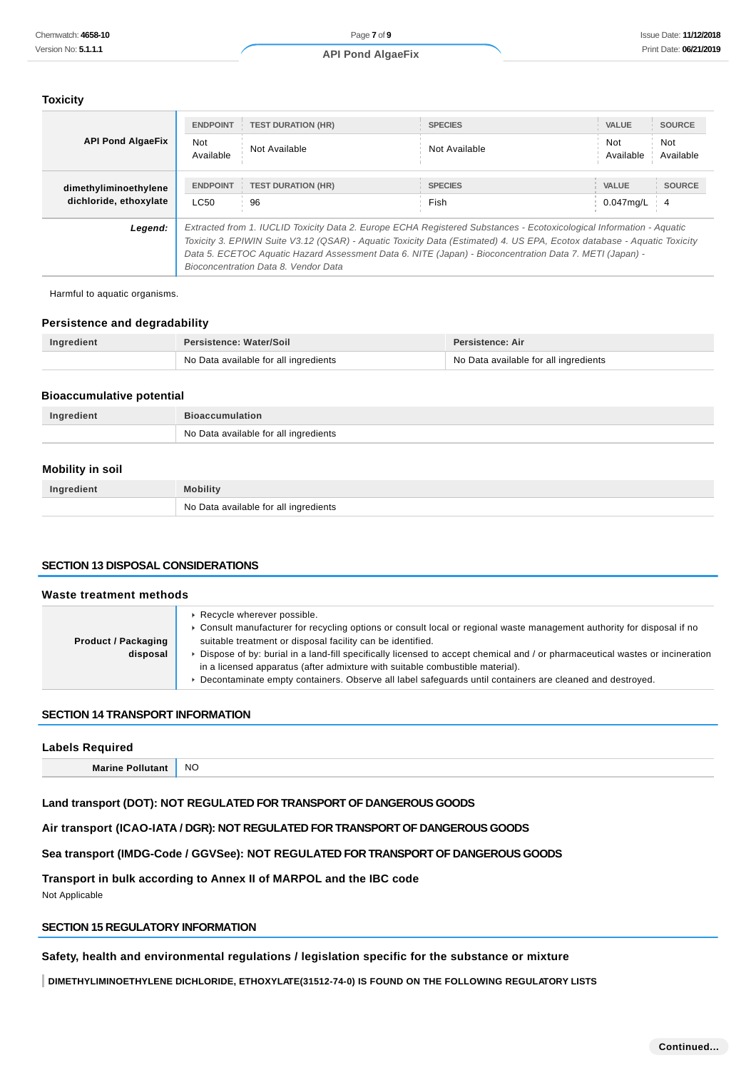### Toxicity

| | ENDPOINT | TEST DURATION (HR) | SPECIES | VALUE | SOURCE |
|---|---|---|---|---|---|
| **API Pond AlgaeFix** | Not Available | Not Available | Not Available | Not Available | Not Available |
| **dimethyliminoethylene dichloride, ethoxylate** | ENDPOINT | TEST DURATION (HR) | SPECIES | VALUE | SOURCE |
| | LC50 | 96 | Fish | 0.047mg/L | 4 |
| ***Legend:*** | *Extracted from 1. IUCLID Toxicity Data 2. Europe ECHA Registered Substances - Ecotoxicological Information - Aquatic Toxicity 3. EPIWIN Suite V3.12 (QSAR) - Aquatic Toxicity Data (Estimated) 4. US EPA, Ecotox database - Aquatic Toxicity Data 5. ECETOC Aquatic Hazard Assessment Data 6. NITE (Japan) - Bioconcentration Data 7. METI (Japan) - Bioconcentration Data 8. Vendor Data* | | | | |

Harmful to aquatic organisms.

### Persistence and degradability

| Ingredient | Persistence: Water/Soil | Persistence: Air |
|---|---|---|
| | No Data available for all ingredients | No Data available for all ingredients |

### Bioaccumulative potential

| Ingredient | Bioaccumulation |
|---|---|
| | No Data available for all ingredients |

### Mobility in soil

| Ingredient | Mobility |
|---|---|
| | No Data available for all ingredients |

## SECTION 13 DISPOSAL CONSIDERATIONS

### Waste treatment methods

| | |
|---|---|
| **Product / Packaging disposal** | ‣ Recycle wherever possible.<br>‣ Consult manufacturer for recycling options or consult local or regional waste management authority for disposal if no suitable treatment or disposal facility can be identified.<br>‣ Dispose of by: burial in a land-fill specifically licensed to accept chemical and / or pharmaceutical wastes or incineration in a licensed apparatus (after admixture with suitable combustible material).<br>‣ Decontaminate empty containers. Observe all label safeguards until containers are cleaned and destroyed. |

## SECTION 14 TRANSPORT INFORMATION

### Labels Required

| | |
|---|---|
| **Marine Pollutant** | NO |

**Land transport (DOT): NOT REGULATED FOR TRANSPORT OF DANGEROUS GOODS**

**Air transport (ICAO-IATA / DGR): NOT REGULATED FOR TRANSPORT OF DANGEROUS GOODS**

**Sea transport (IMDG-Code / GGVSee): NOT REGULATED FOR TRANSPORT OF DANGEROUS GOODS**

**Transport in bulk according to Annex II of MARPOL and the IBC code**

Not Applicable

## SECTION 15 REGULATORY INFORMATION

### Safety, health and environmental regulations / legislation specific for the substance or mixture

**DIMETHYLIMINOETHYLENE DICHLORIDE, ETHOXYLATE(31512-74-0) IS FOUND ON THE FOLLOWING REGULATORY LISTS**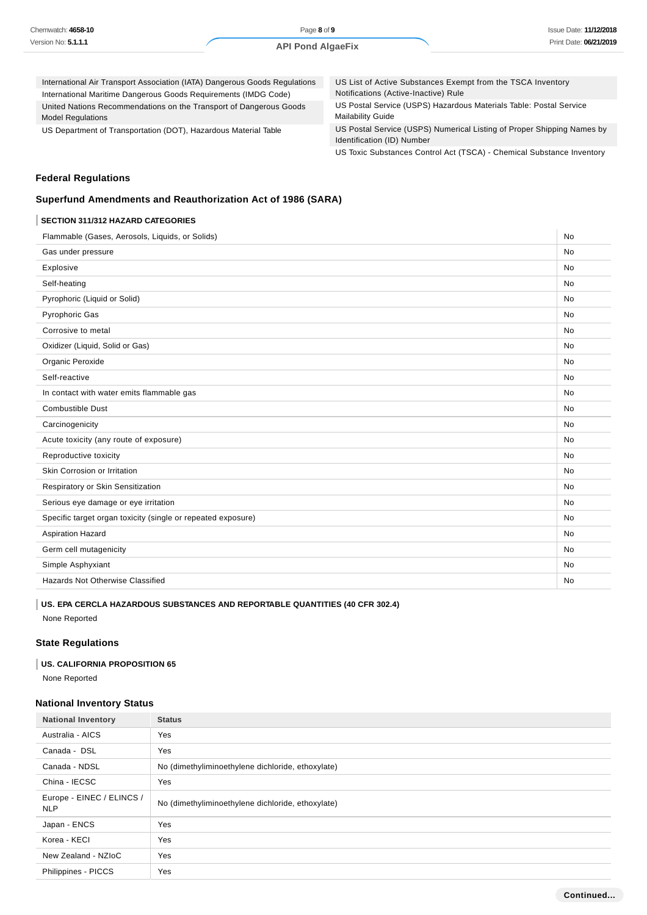| | |
|---|---|
| International Air Transport Association (IATA) Dangerous Goods Regulations | US List of Active Substances Exempt from the TSCA Inventory Notifications (Active-Inactive) Rule |
| International Maritime Dangerous Goods Requirements (IMDG Code) | US Postal Service (USPS) Hazardous Materials Table: Postal Service Mailability Guide |
| United Nations Recommendations on the Transport of Dangerous Goods Model Regulations | US Postal Service (USPS) Numerical Listing of Proper Shipping Names by Identification (ID) Number |
| US Department of Transportation (DOT), Hazardous Material Table | US Toxic Substances Control Act (TSCA) - Chemical Substance Inventory |

### Federal Regulations

### Superfund Amendments and Reauthorization Act of 1986 (SARA)

**SECTION 311/312 HAZARD CATEGORIES**

| | |
|---|---|
| Flammable (Gases, Aerosols, Liquids, or Solids) | No |
| Gas under pressure | No |
| Explosive | No |
| Self-heating | No |
| Pyrophoric (Liquid or Solid) | No |
| Pyrophoric Gas | No |
| Corrosive to metal | No |
| Oxidizer (Liquid, Solid or Gas) | No |
| Organic Peroxide | No |
| Self-reactive | No |
| In contact with water emits flammable gas | No |
| Combustible Dust | No |
| Carcinogenicity | No |
| Acute toxicity (any route of exposure) | No |
| Reproductive toxicity | No |
| Skin Corrosion or Irritation | No |
| Respiratory or Skin Sensitization | No |
| Serious eye damage or eye irritation | No |
| Specific target organ toxicity (single or repeated exposure) | No |
| Aspiration Hazard | No |
| Germ cell mutagenicity | No |
| Simple Asphyxiant | No |
| Hazards Not Otherwise Classified | No |

**US. EPA CERCLA HAZARDOUS SUBSTANCES AND REPORTABLE QUANTITIES (40 CFR 302.4)**

None Reported

### State Regulations

**US. CALIFORNIA PROPOSITION 65**

None Reported

### National Inventory Status

| National Inventory | Status |
|---|---|
| Australia - AICS | Yes |
| Canada - DSL | Yes |
| Canada - NDSL | No (dimethyliminoethylene dichloride, ethoxylate) |
| China - IECSC | Yes |
| Europe - EINEC / ELINCS / NLP | No (dimethyliminoethylene dichloride, ethoxylate) |
| Japan - ENCS | Yes |
| Korea - KECI | Yes |
| New Zealand - NZIoC | Yes |
| Philippines - PICCS | Yes |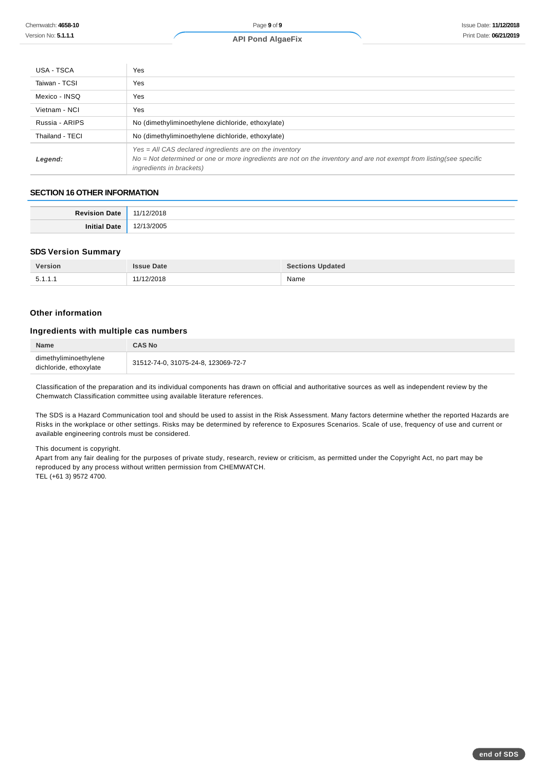| | |
|---|---|
| USA - TSCA | Yes |
| Taiwan - TCSI | Yes |
| Mexico - INSQ | Yes |
| Vietnam - NCI | Yes |
| Russia - ARIPS | No (dimethyliminoethylene dichloride, ethoxylate) |
| Thailand - TECI | No (dimethyliminoethylene dichloride, ethoxylate) |
| ***Legend:*** | *Yes = All CAS declared ingredients are on the inventory*<br>*No = Not determined or one or more ingredients are not on the inventory and are not exempt from listing(see specific ingredients in brackets)* |

## SECTION 16 OTHER INFORMATION

| | |
|---|---|
| **Revision Date** | 11/12/2018 |
| **Initial Date** | 12/13/2005 |

### SDS Version Summary

| Version | Issue Date | Sections Updated |
|---|---|---|
| 5.1.1.1 | 11/12/2018 | Name |

### Other information

### Ingredients with multiple cas numbers

| Name | CAS No |
|---|---|
| dimethyliminoethylene dichloride, ethoxylate | 31512-74-0, 31075-24-8, 123069-72-7 |

Classification of the preparation and its individual components has drawn on official and authoritative sources as well as independent review by the Chemwatch Classification committee using available literature references.

The SDS is a Hazard Communication tool and should be used to assist in the Risk Assessment. Many factors determine whether the reported Hazards are Risks in the workplace or other settings. Risks may be determined by reference to Exposures Scenarios. Scale of use, frequency of use and current or available engineering controls must be considered.

This document is copyright.
Apart from any fair dealing for the purposes of private study, research, review or criticism, as permitted under the Copyright Act, no part may be reproduced by any process without written permission from CHEMWATCH.
TEL (+61 3) 9572 4700.

end of SDS